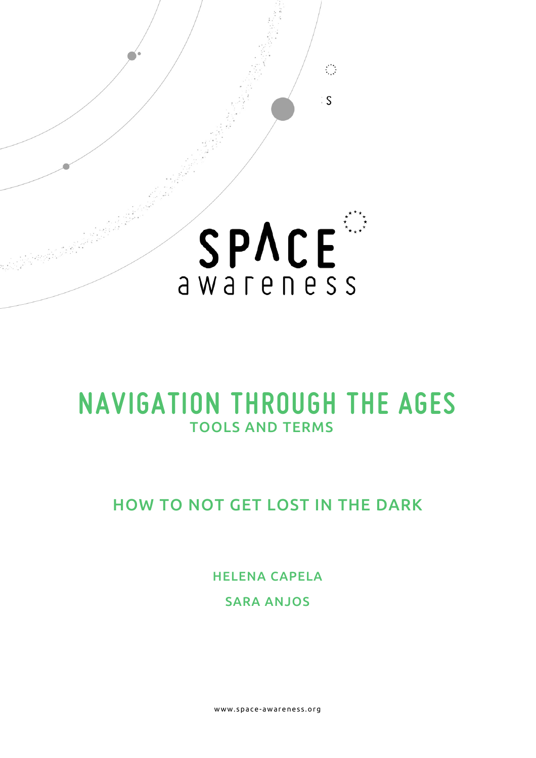SPACE awareness

# NAVIGATION THROUGH THE AGES

## TOOLS AND TERMS

## HOW TO NOT GET LOST IN THE DARK

HELENA CAPELA

SARA ANJOS

www.space-awareness.org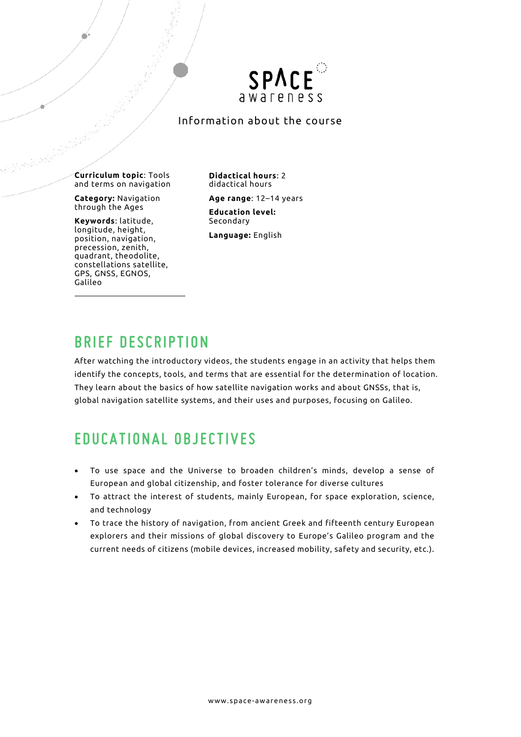# Information about the course

**Curriculum topic**: Tools and terms on navigation

**Category:** Navigation through the Ages

**Keywords**: latitude, longitude, height, position, navigation, precession, zenith, quadrant, theodolite, constellations satellite, GPS, GNSS, EGNOS, Galileo

**Didactical hours**: 2 didactical hours

**Age range**: 12–14 years

**Education level:** Secondary

**Language:** English

## BRIEF DESCRIPTION

After watching the introductory videos, the students engage in an activity that helps them identify the concepts, tools, and terms that are essential for the determination of location. They learn about the basics of how satellite navigation works and about GNSSs, that is, global navigation satellite systems, and their uses and purposes, focusing on Galileo.

## EDUCATIONAL OBJECTIVES

- To use space and the Universe to broaden children's minds, develop a sense of European and global citizenship, and foster tolerance for diverse cultures
- To attract the interest of students, mainly European, for space exploration, science, and technology
- To trace the history of navigation, from ancient Greek and fifteenth century European explorers and their missions of global discovery to Europe's Galileo program and the current needs of citizens (mobile devices, increased mobility, safety and security, etc.).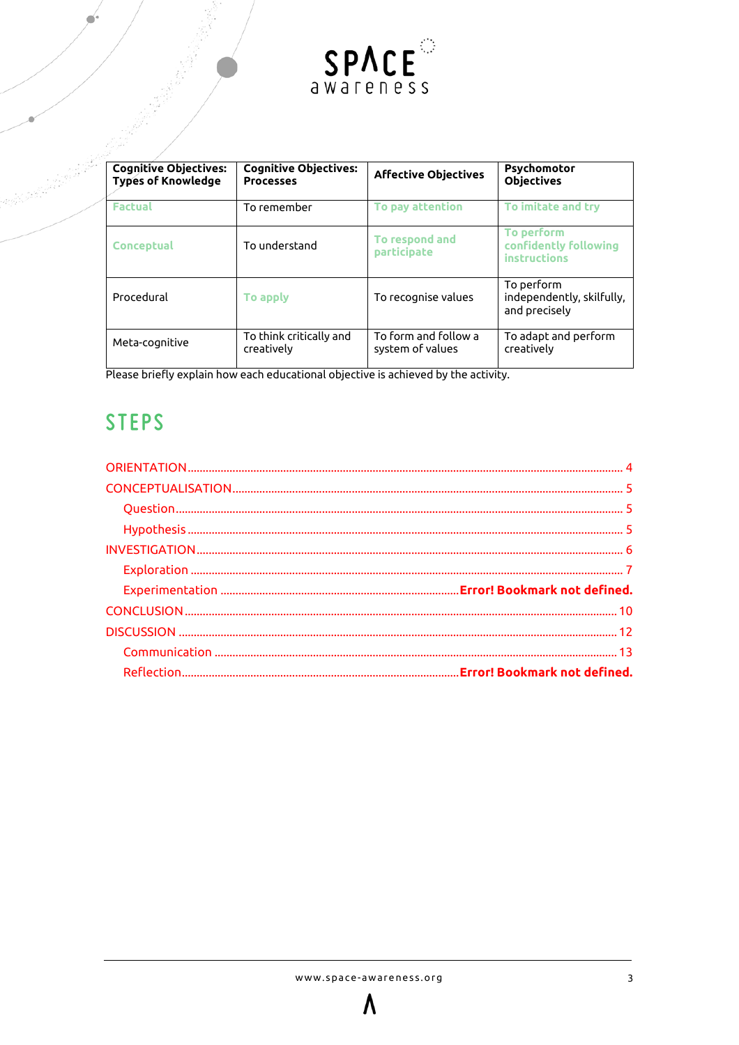| Cognitive Objectives: Types of Knowledge | Cognitive Objectives: Processes | Affective Objectives | Psychomotor Objectives |
| --- | --- | --- | --- |
| **Factual** | To remember | **To pay attention** | **To imitate and try** |
| **Conceptual** | To understand | **To respond and participate** | **To perform confidently following instructions** |
| Procedural | **To apply** | To recognise values | To perform independently, skilfully, and precisely |
| Meta-cognitive | To think critically and creatively | To form and follow a system of values | To adapt and perform creatively |

Please briefly explain how each educational objective is achieved by the activity.

# STEPS

ORIENTATION ........................................................................................................ 4
CONCEPTUALISATION ........................................................................................ 5
  Question .............................................................................................................. 5
  Hypothesis .......................................................................................................... 5
INVESTIGATION ................................................................................................... 6
  Exploration .......................................................................................................... 7
  Experimentation .............................................................. **Error! Bookmark not defined.**
CONCLUSION ...................................................................................................... 10
DISCUSSION ....................................................................................................... 12
  Communication ................................................................................................... 13
  Reflection .......................................................................... **Error! Bookmark not defined.**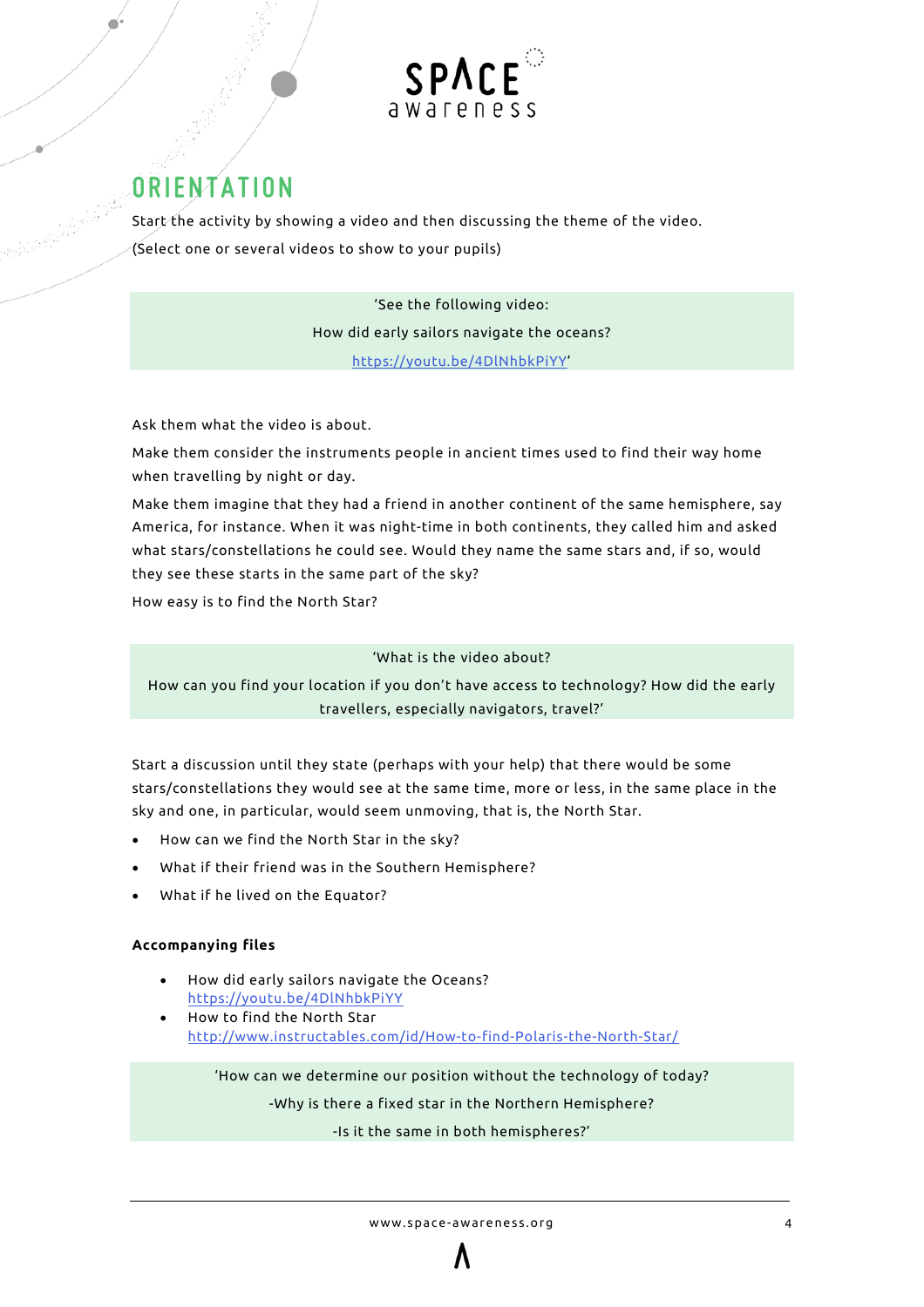# ORIENTATION

Start the activity by showing a video and then discussing the theme of the video.

(Select one or several videos to show to your pupils)

> 'See the following video:
>
> How did early sailors navigate the oceans?
>
> https://youtu.be/4DlNhbkPiYY'

Ask them what the video is about.

Make them consider the instruments people in ancient times used to find their way home when travelling by night or day.

Make them imagine that they had a friend in another continent of the same hemisphere, say America, for instance. When it was night-time in both continents, they called him and asked what stars/constellations he could see. Would they name the same stars and, if so, would they see these starts in the same part of the sky?

How easy is to find the North Star?

> 'What is the video about?
>
> How can you find your location if you don't have access to technology? How did the early travellers, especially navigators, travel?'

Start a discussion until they state (perhaps with your help) that there would be some stars/constellations they would see at the same time, more or less, in the same place in the sky and one, in particular, would seem unmoving, that is, the North Star.

- How can we find the North Star in the sky?
- What if their friend was in the Southern Hemisphere?
- What if he lived on the Equator?

**Accompanying files**

- How did early sailors navigate the Oceans?
  https://youtu.be/4DlNhbkPiYY
- How to find the North Star
  http://www.instructables.com/id/How-to-find-Polaris-the-North-Star/

> 'How can we determine our position without the technology of today?
>
> -Why is there a fixed star in the Northern Hemisphere?
>
> -Is it the same in both hemispheres?'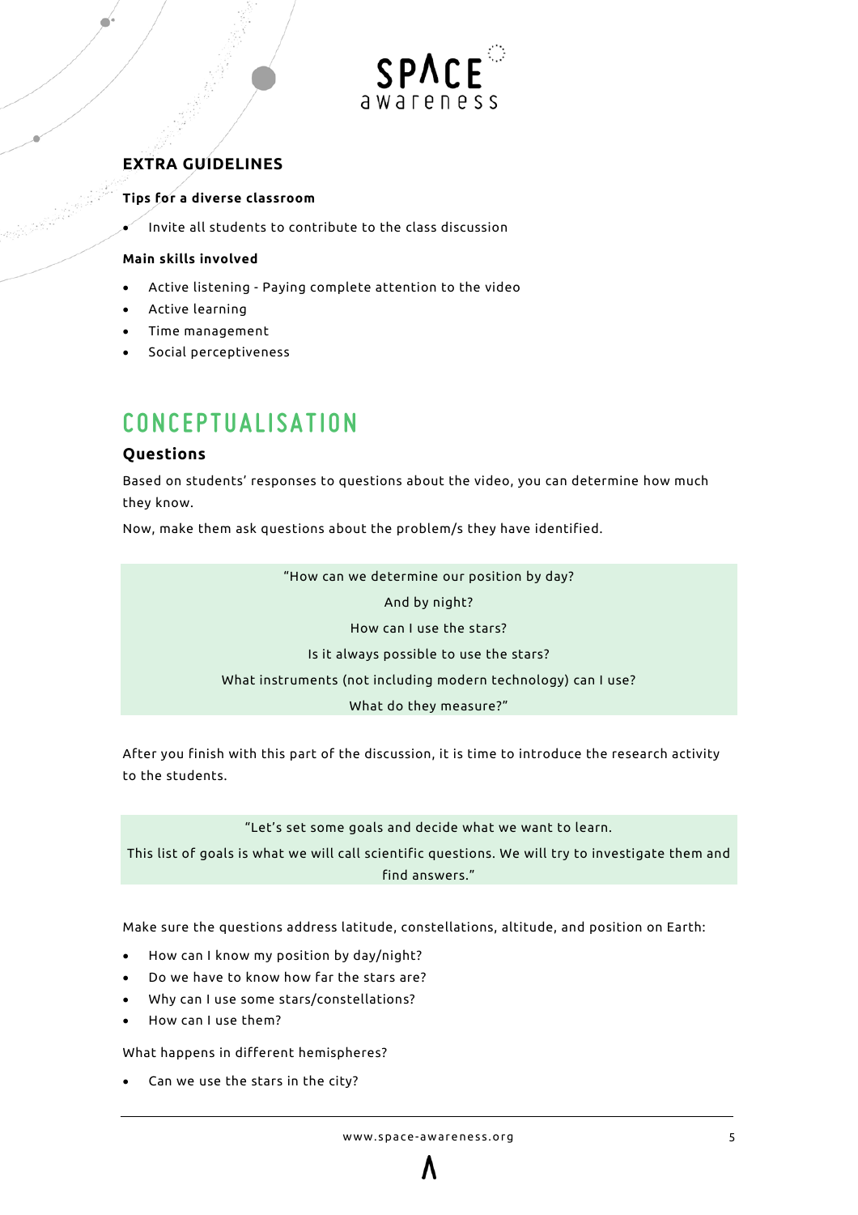## EXTRA GUIDELINES

**Tips for a diverse classroom**

- Invite all students to contribute to the class discussion

**Main skills involved**

- Active listening - Paying complete attention to the video
- Active learning
- Time management
- Social perceptiveness

# CONCEPTUALISATION

### Questions

Based on students' responses to questions about the video, you can determine how much they know.

Now, make them ask questions about the problem/s they have identified.

> "How can we determine our position by day?
>
> And by night?
>
> How can I use the stars?
>
> Is it always possible to use the stars?
>
> What instruments (not including modern technology) can I use?
>
> What do they measure?"

After you finish with this part of the discussion, it is time to introduce the research activity to the students.

> "Let's set some goals and decide what we want to learn.
>
> This list of goals is what we will call scientific questions. We will try to investigate them and find answers."

Make sure the questions address latitude, constellations, altitude, and position on Earth:

- How can I know my position by day/night?
- Do we have to know how far the stars are?
- Why can I use some stars/constellations?
- How can I use them?

What happens in different hemispheres?

- Can we use the stars in the city?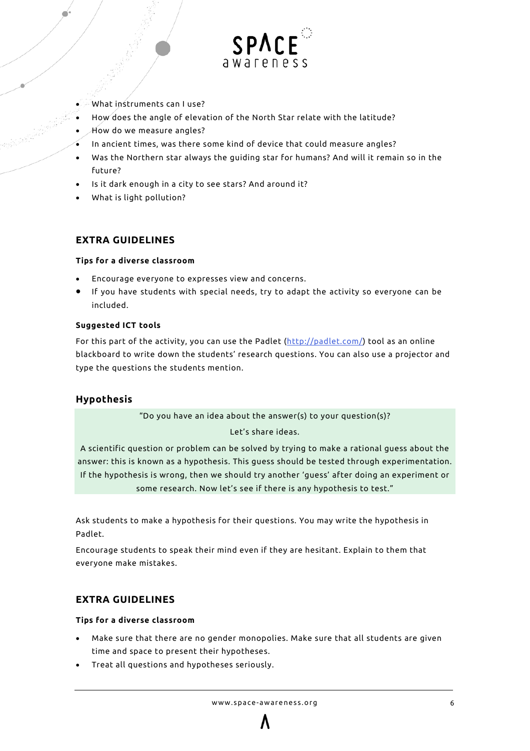- What instruments can I use?
- How does the angle of elevation of the North Star relate with the latitude?
- How do we measure angles?
- In ancient times, was there some kind of device that could measure angles?
- Was the Northern star always the guiding star for humans? And will it remain so in the future?
- Is it dark enough in a city to see stars? And around it?
- What is light pollution?

## EXTRA GUIDELINES

**Tips for a diverse classroom**

- Encourage everyone to expresses view and concerns.
- If you have students with special needs, try to adapt the activity so everyone can be included.

**Suggested ICT tools**

For this part of the activity, you can use the Padlet (http://padlet.com/) tool as an online blackboard to write down the students' research questions. You can also use a projector and type the questions the students mention.

## Hypothesis

"Do you have an idea about the answer(s) to your question(s)?

Let's share ideas.

A scientific question or problem can be solved by trying to make a rational guess about the answer: this is known as a hypothesis. This guess should be tested through experimentation. If the hypothesis is wrong, then we should try another 'guess' after doing an experiment or some research. Now let's see if there is any hypothesis to test."

Ask students to make a hypothesis for their questions. You may write the hypothesis in Padlet.

Encourage students to speak their mind even if they are hesitant. Explain to them that everyone make mistakes.

## EXTRA GUIDELINES

**Tips for a diverse classroom**

- Make sure that there are no gender monopolies. Make sure that all students are given time and space to present their hypotheses.
- Treat all questions and hypotheses seriously.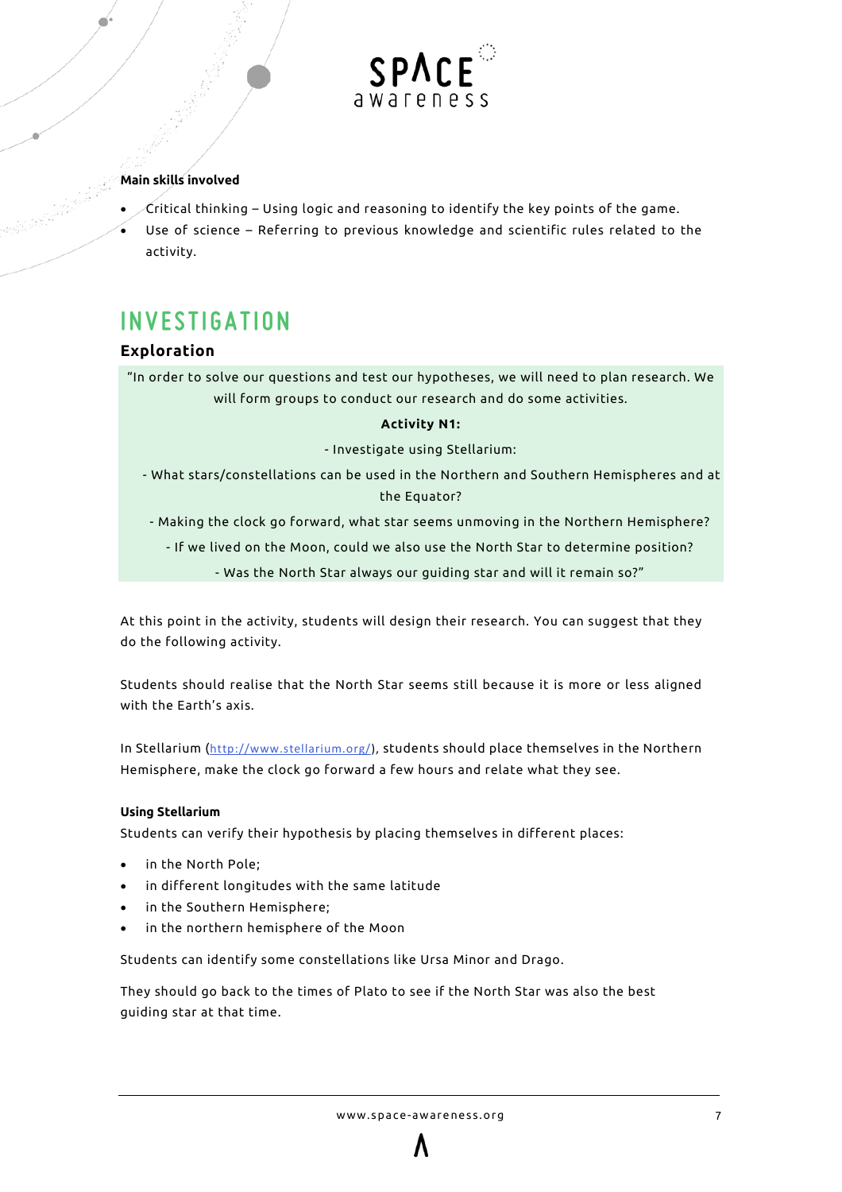**Main skills involved**

- Critical thinking – Using logic and reasoning to identify the key points of the game.
- Use of science – Referring to previous knowledge and scientific rules related to the activity.

# INVESTIGATION

## Exploration

"In order to solve our questions and test our hypotheses, we will need to plan research. We will form groups to conduct our research and do some activities.

**Activity N1:**

- Investigate using Stellarium:

- What stars/constellations can be used in the Northern and Southern Hemispheres and at the Equator?

- Making the clock go forward, what star seems unmoving in the Northern Hemisphere?

- If we lived on the Moon, could we also use the North Star to determine position?

- Was the North Star always our guiding star and will it remain so?"

At this point in the activity, students will design their research. You can suggest that they do the following activity.

Students should realise that the North Star seems still because it is more or less aligned with the Earth's axis.

In Stellarium (http://www.stellarium.org/), students should place themselves in the Northern Hemisphere, make the clock go forward a few hours and relate what they see.

**Using Stellarium**

Students can verify their hypothesis by placing themselves in different places:

- in the North Pole;
- in different longitudes with the same latitude
- in the Southern Hemisphere;
- in the northern hemisphere of the Moon

Students can identify some constellations like Ursa Minor and Drago.

They should go back to the times of Plato to see if the North Star was also the best guiding star at that time.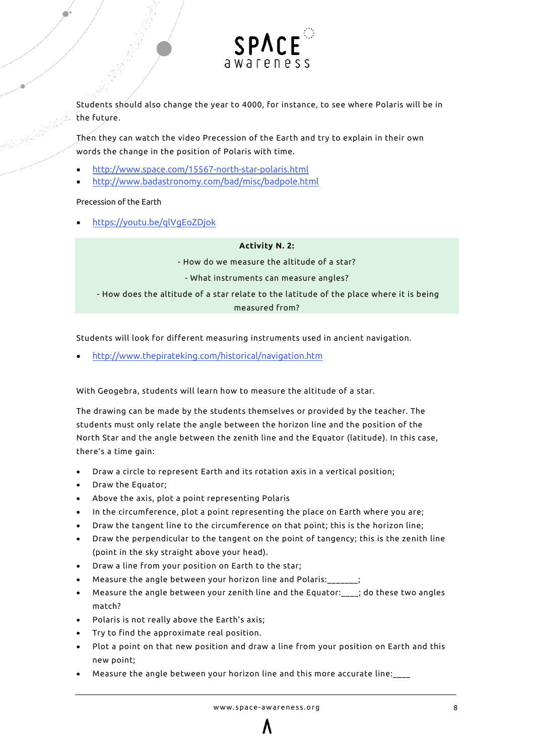Students should also change the year to 4000, for instance, to see where Polaris will be in the future.

Then they can watch the video Precession of the Earth and try to explain in their own words the change in the position of Polaris with time.

- http://www.space.com/15567-north-star-polaris.html
- http://www.badastronomy.com/bad/misc/badpole.html

Precession of the Earth

- https://youtu.be/qlVgEoZDjok

**Activity N. 2:**

- How do we measure the altitude of a star?

- What instruments can measure angles?

- How does the altitude of a star relate to the latitude of the place where it is being measured from?

Students will look for different measuring instruments used in ancient navigation.

- http://www.thepirateking.com/historical/navigation.htm

With Geogebra, students will learn how to measure the altitude of a star.

The drawing can be made by the students themselves or provided by the teacher. The students must only relate the angle between the horizon line and the position of the North Star and the angle between the zenith line and the Equator (latitude). In this case, there's a time gain:

- Draw a circle to represent Earth and its rotation axis in a vertical position;
- Draw the Equator;
- Above the axis, plot a point representing Polaris
- In the circumference, plot a point representing the place on Earth where you are;
- Draw the tangent line to the circumference on that point; this is the horizon line;
- Draw the perpendicular to the tangent on the point of tangency; this is the zenith line (point in the sky straight above your head).
- Draw a line from your position on Earth to the star;
- Measure the angle between your horizon line and Polaris:_______;
- Measure the angle between your zenith line and the Equator:____; do these two angles match?
- Polaris is not really above the Earth's axis;
- Try to find the approximate real position.
- Plot a point on that new position and draw a line from your position on Earth and this new point;
- Measure the angle between your horizon line and this more accurate line:____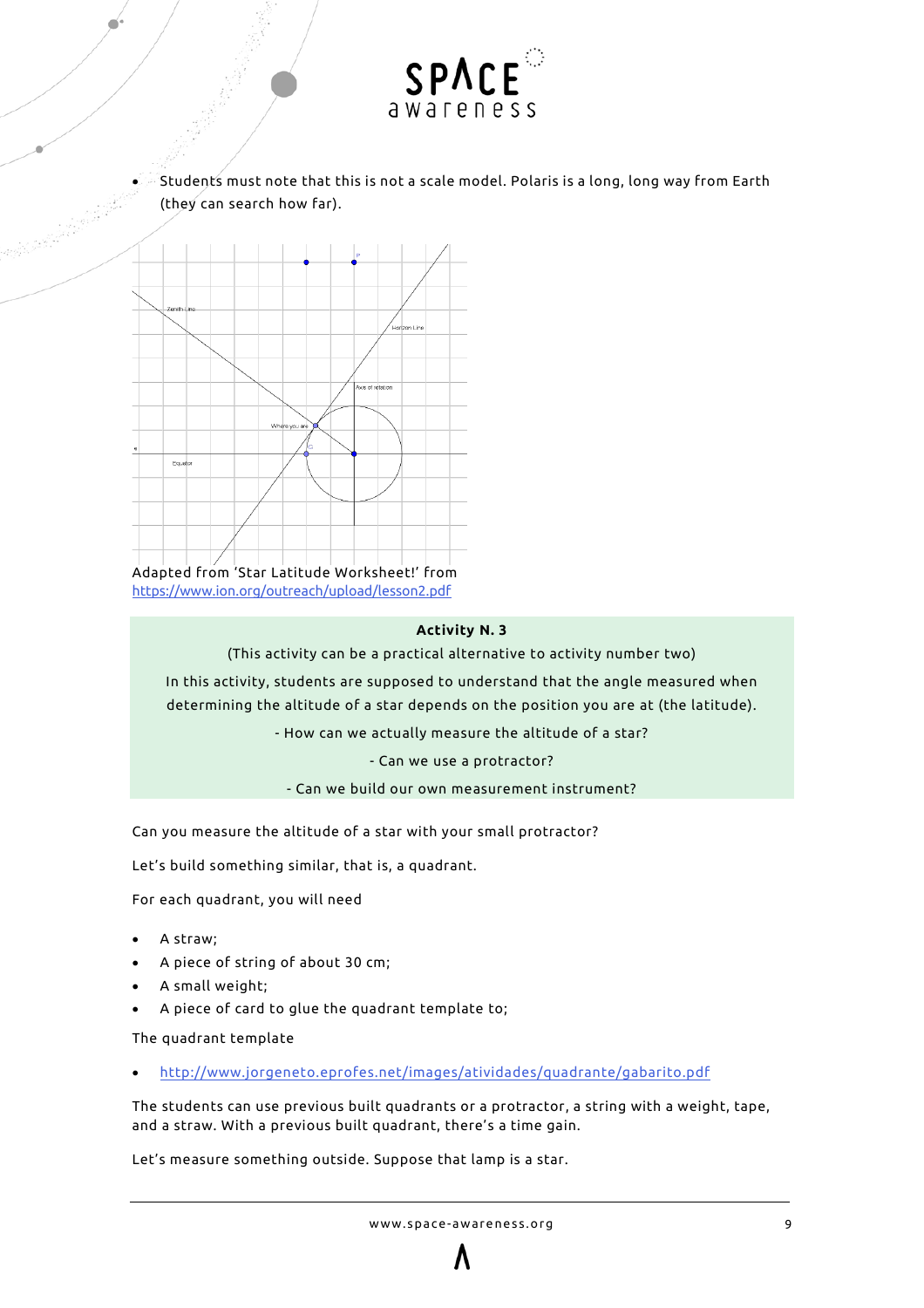- Students must note that this is not a scale model. Polaris is a long, long way from Earth (they can search how far).

Adapted from 'Star Latitude Worksheet!' from https://www.ion.org/outreach/upload/lesson2.pdf

**Activity N. 3**

(This activity can be a practical alternative to activity number two)

In this activity, students are supposed to understand that the angle measured when determining the altitude of a star depends on the position you are at (the latitude).

- How can we actually measure the altitude of a star?

- Can we use a protractor?

- Can we build our own measurement instrument?

Can you measure the altitude of a star with your small protractor?

Let's build something similar, that is, a quadrant.

For each quadrant, you will need

- A straw;
- A piece of string of about 30 cm;
- A small weight;
- A piece of card to glue the quadrant template to;

The quadrant template

- http://www.jorgeneto.eprofes.net/images/atividades/quadrante/gabarito.pdf

The students can use previous built quadrants or a protractor, a string with a weight, tape, and a straw. With a previous built quadrant, there's a time gain.

Let's measure something outside. Suppose that lamp is a star.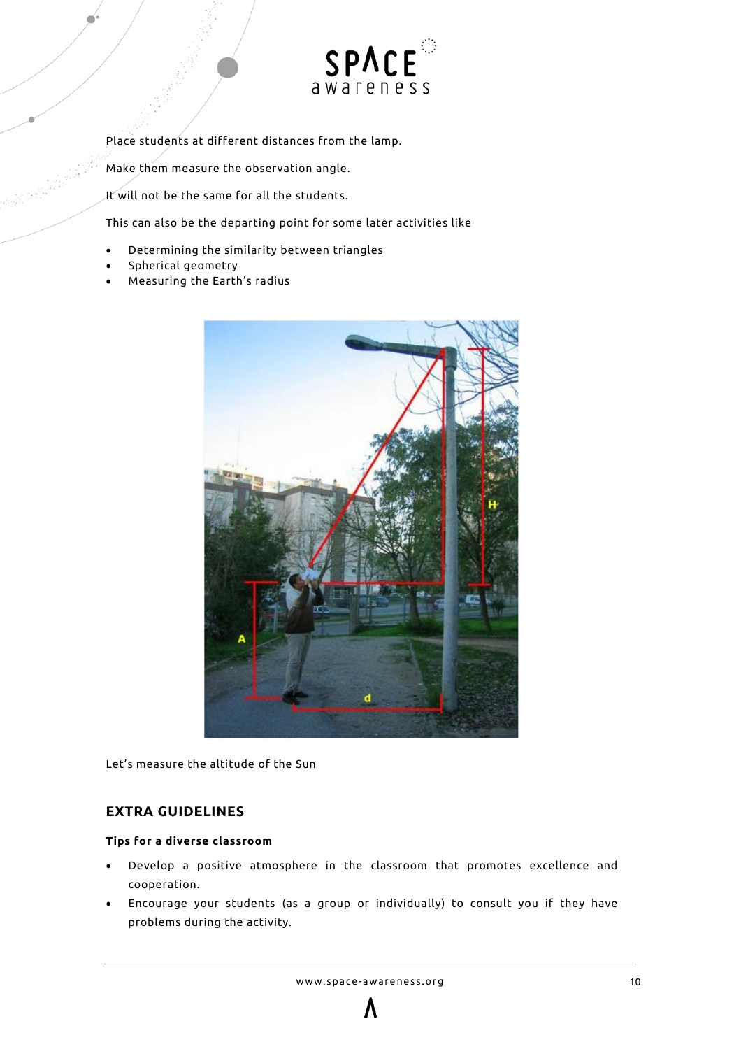Place students at different distances from the lamp.

Make them measure the observation angle.

It will not be the same for all the students.

This can also be the departing point for some later activities like

- Determining the similarity between triangles
- Spherical geometry
- Measuring the Earth's radius

Let's measure the altitude of the Sun

## EXTRA GUIDELINES

### Tips for a diverse classroom

- Develop a positive atmosphere in the classroom that promotes excellence and cooperation.
- Encourage your students (as a group or individually) to consult you if they have problems during the activity.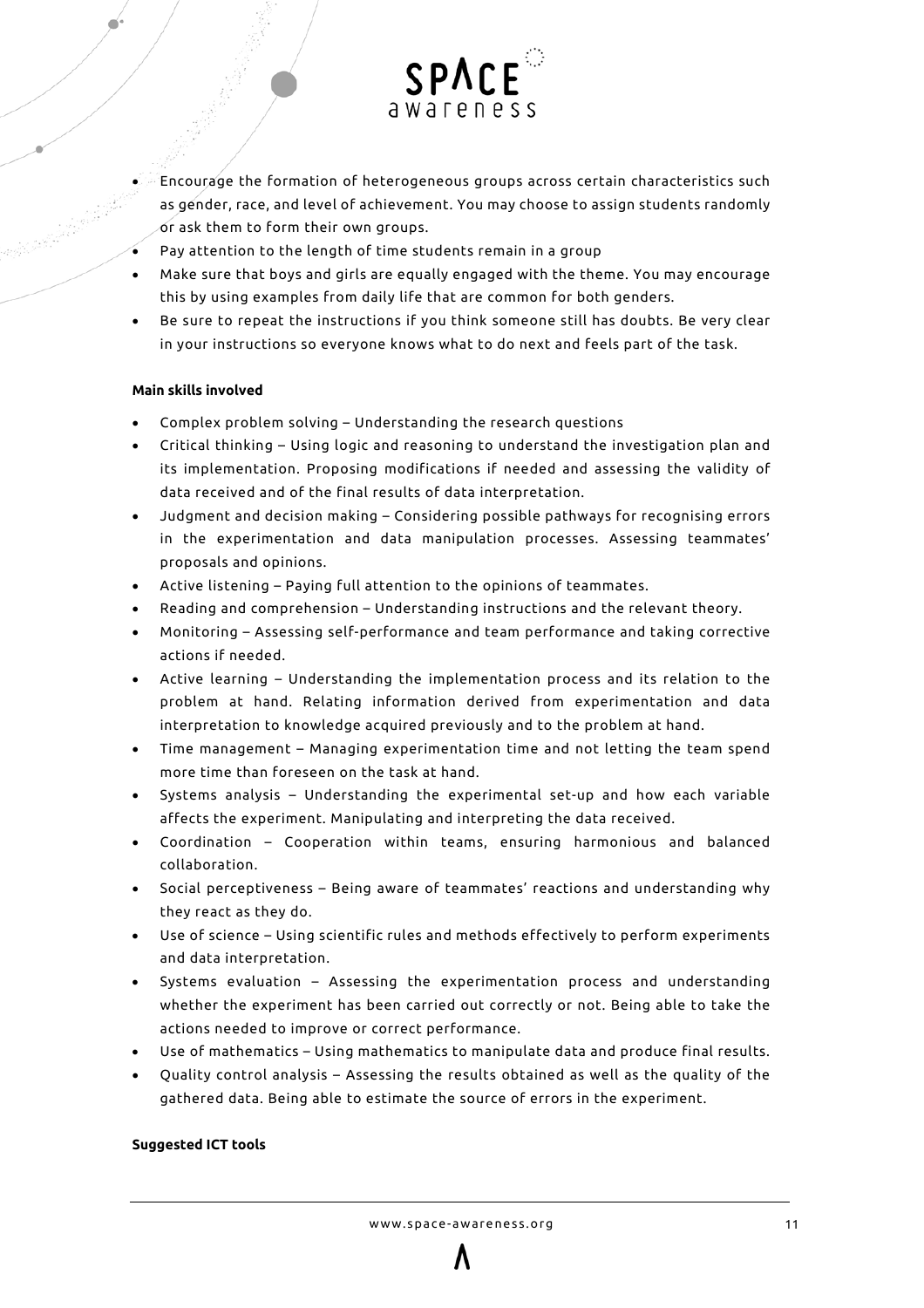- Encourage the formation of heterogeneous groups across certain characteristics such as gender, race, and level of achievement. You may choose to assign students randomly or ask them to form their own groups.
- Pay attention to the length of time students remain in a group
- Make sure that boys and girls are equally engaged with the theme. You may encourage this by using examples from daily life that are common for both genders.
- Be sure to repeat the instructions if you think someone still has doubts. Be very clear in your instructions so everyone knows what to do next and feels part of the task.

**Main skills involved**

- Complex problem solving – Understanding the research questions
- Critical thinking – Using logic and reasoning to understand the investigation plan and its implementation. Proposing modifications if needed and assessing the validity of data received and of the final results of data interpretation.
- Judgment and decision making – Considering possible pathways for recognising errors in the experimentation and data manipulation processes. Assessing teammates' proposals and opinions.
- Active listening – Paying full attention to the opinions of teammates.
- Reading and comprehension – Understanding instructions and the relevant theory.
- Monitoring – Assessing self-performance and team performance and taking corrective actions if needed.
- Active learning – Understanding the implementation process and its relation to the problem at hand. Relating information derived from experimentation and data interpretation to knowledge acquired previously and to the problem at hand.
- Time management – Managing experimentation time and not letting the team spend more time than foreseen on the task at hand.
- Systems analysis – Understanding the experimental set-up and how each variable affects the experiment. Manipulating and interpreting the data received.
- Coordination – Cooperation within teams, ensuring harmonious and balanced collaboration.
- Social perceptiveness – Being aware of teammates' reactions and understanding why they react as they do.
- Use of science – Using scientific rules and methods effectively to perform experiments and data interpretation.
- Systems evaluation – Assessing the experimentation process and understanding whether the experiment has been carried out correctly or not. Being able to take the actions needed to improve or correct performance.
- Use of mathematics – Using mathematics to manipulate data and produce final results.
- Quality control analysis – Assessing the results obtained as well as the quality of the gathered data. Being able to estimate the source of errors in the experiment.

**Suggested ICT tools**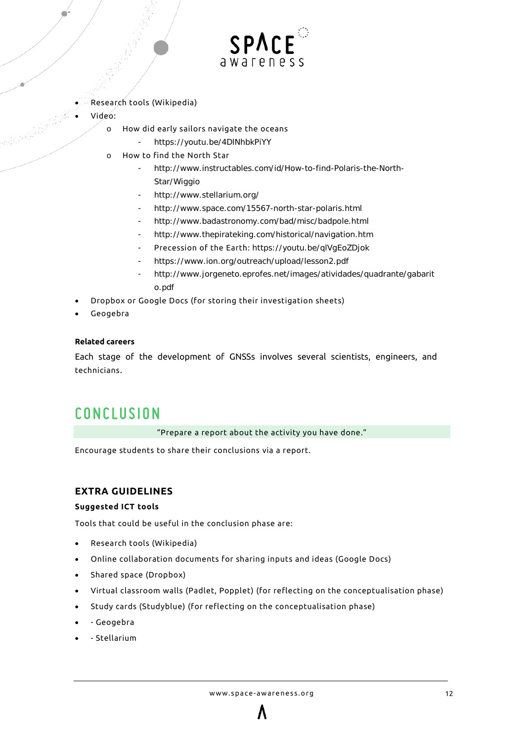- Research tools (Wikipedia)
- Video:
  - How did early sailors navigate the oceans
    - https://youtu.be/4DlNhbkPiYY
  - How to find the North Star
    - http://www.instructables.com/id/How-to-find-Polaris-the-North-Star/Wiggio
    - http://www.stellarium.org/
    - http://www.space.com/15567-north-star-polaris.html
    - http://www.badastronomy.com/bad/misc/badpole.html
    - http://www.thepirateking.com/historical/navigation.htm
    - Precession of the Earth: https://youtu.be/qlVgEoZDjok
    - https://www.ion.org/outreach/upload/lesson2.pdf
    - http://www.jorgeneto.eprofes.net/images/atividades/quadrante/gabarito.pdf
- Dropbox or Google Docs (for storing their investigation sheets)
- Geogebra

**Related careers**

Each stage of the development of GNSSs involves several scientists, engineers, and technicians.

# CONCLUSION

"Prepare a report about the activity you have done."

Encourage students to share their conclusions via a report.

## EXTRA GUIDELINES

**Suggested ICT tools**

Tools that could be useful in the conclusion phase are:

- Research tools (Wikipedia)
- Online collaboration documents for sharing inputs and ideas (Google Docs)
- Shared space (Dropbox)
- Virtual classroom walls (Padlet, Popplet) (for reflecting on the conceptualisation phase)
- Study cards (Studyblue) (for reflecting on the conceptualisation phase)
- - Geogebra
- - Stellarium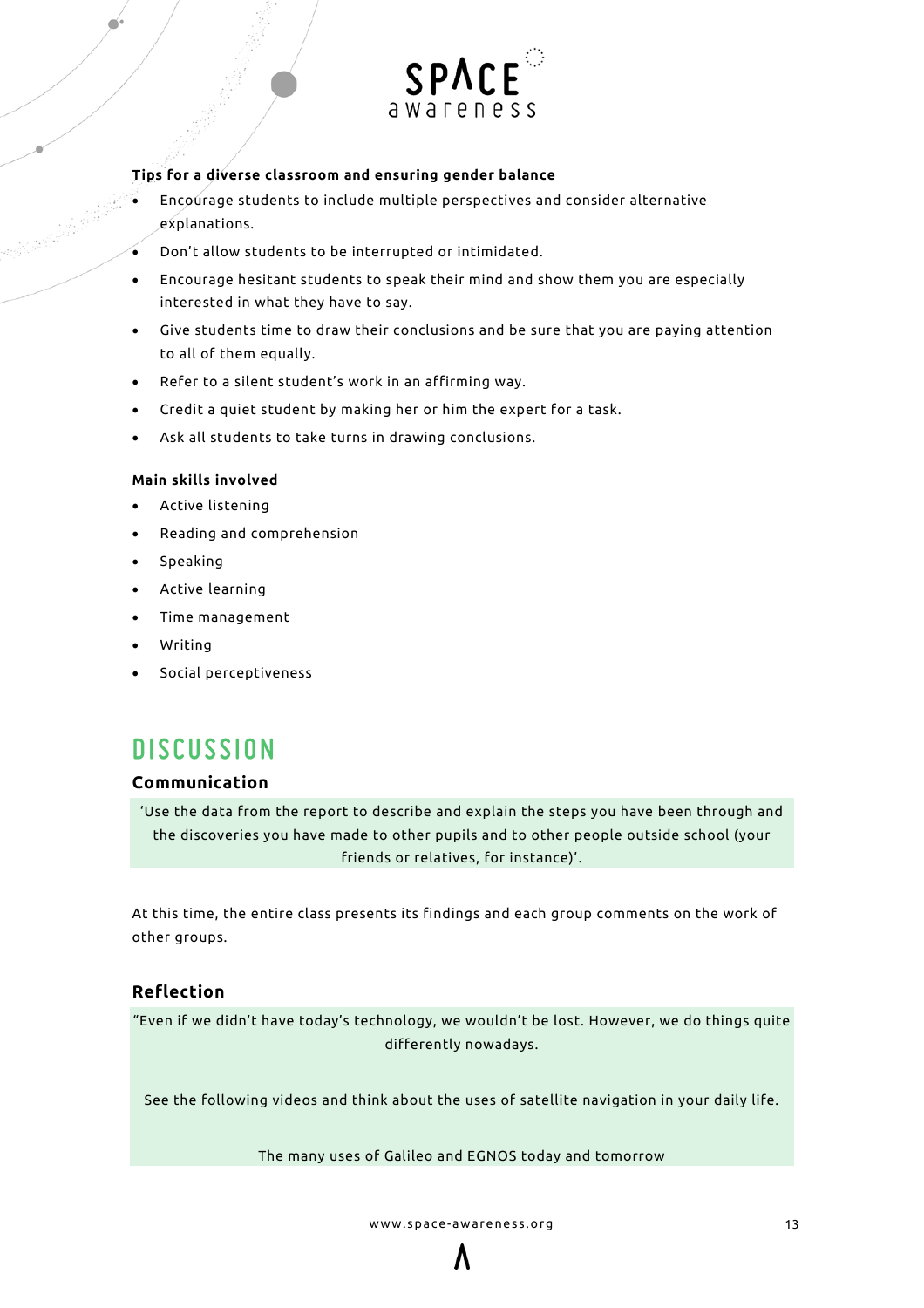**Tips for a diverse classroom and ensuring gender balance**

- Encourage students to include multiple perspectives and consider alternative explanations.
- Don't allow students to be interrupted or intimidated.
- Encourage hesitant students to speak their mind and show them you are especially interested in what they have to say.
- Give students time to draw their conclusions and be sure that you are paying attention to all of them equally.
- Refer to a silent student's work in an affirming way.
- Credit a quiet student by making her or him the expert for a task.
- Ask all students to take turns in drawing conclusions.

**Main skills involved**

- Active listening
- Reading and comprehension
- Speaking
- Active learning
- Time management
- Writing
- Social perceptiveness

# DISCUSSION

## Communication

'Use the data from the report to describe and explain the steps you have been through and the discoveries you have made to other pupils and to other people outside school (your friends or relatives, for instance)'.

At this time, the entire class presents its findings and each group comments on the work of other groups.

## Reflection

"Even if we didn't have today's technology, we wouldn't be lost. However, we do things quite differently nowadays.

See the following videos and think about the uses of satellite navigation in your daily life.

The many uses of Galileo and EGNOS today and tomorrow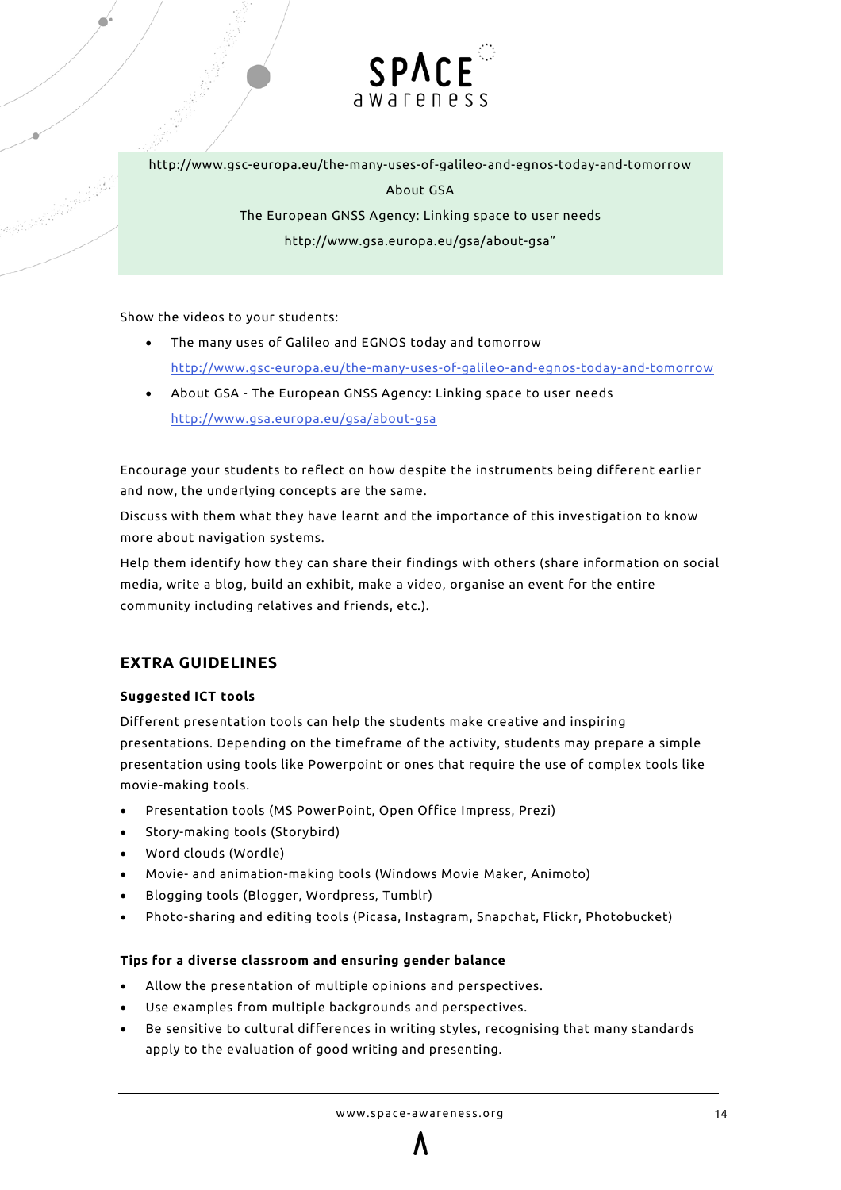http://www.gsc-europa.eu/the-many-uses-of-galileo-and-egnos-today-and-tomorrow

About GSA

The European GNSS Agency: Linking space to user needs

http://www.gsa.europa.eu/gsa/about-gsa"

Show the videos to your students:

- The many uses of Galileo and EGNOS today and tomorrow
  http://www.gsc-europa.eu/the-many-uses-of-galileo-and-egnos-today-and-tomorrow
- About GSA - The European GNSS Agency: Linking space to user needs
  http://www.gsa.europa.eu/gsa/about-gsa

Encourage your students to reflect on how despite the instruments being different earlier and now, the underlying concepts are the same.

Discuss with them what they have learnt and the importance of this investigation to know more about navigation systems.

Help them identify how they can share their findings with others (share information on social media, write a blog, build an exhibit, make a video, organise an event for the entire community including relatives and friends, etc.).

## EXTRA GUIDELINES

**Suggested ICT tools**

Different presentation tools can help the students make creative and inspiring presentations. Depending on the timeframe of the activity, students may prepare a simple presentation using tools like Powerpoint or ones that require the use of complex tools like movie-making tools.

- Presentation tools (MS PowerPoint, Open Office Impress, Prezi)
- Story-making tools (Storybird)
- Word clouds (Wordle)
- Movie- and animation-making tools (Windows Movie Maker, Animoto)
- Blogging tools (Blogger, Wordpress, Tumblr)
- Photo-sharing and editing tools (Picasa, Instagram, Snapchat, Flickr, Photobucket)

**Tips for a diverse classroom and ensuring gender balance**

- Allow the presentation of multiple opinions and perspectives.
- Use examples from multiple backgrounds and perspectives.
- Be sensitive to cultural differences in writing styles, recognising that many standards apply to the evaluation of good writing and presenting.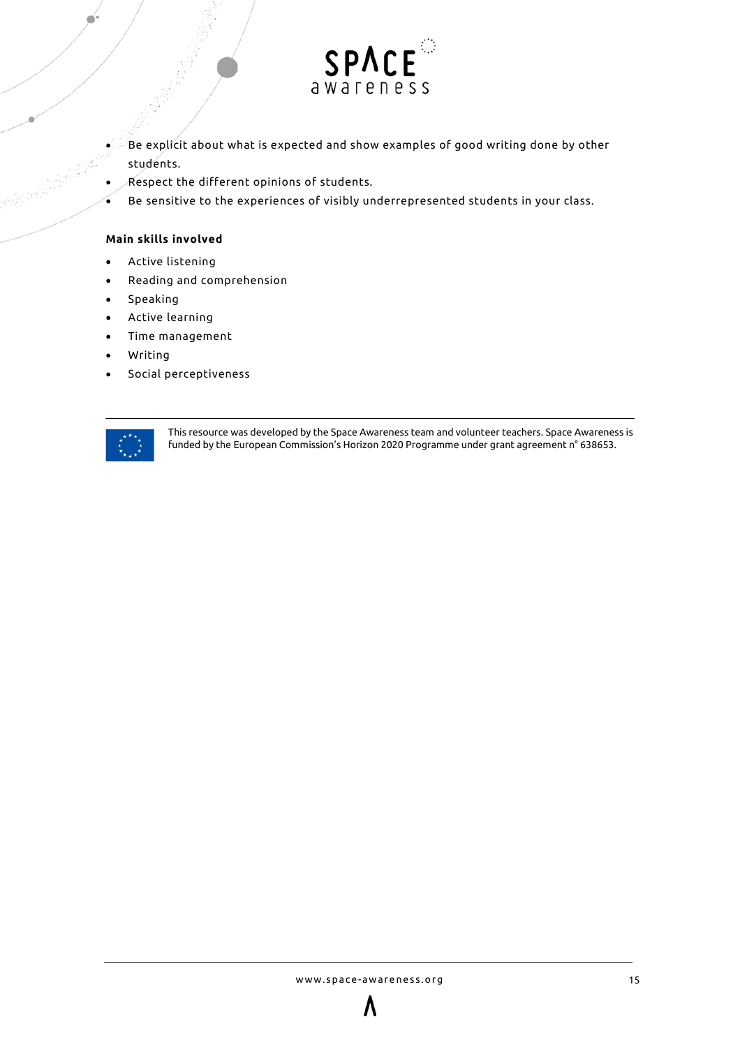- Be explicit about what is expected and show examples of good writing done by other students.
- Respect the different opinions of students.
- Be sensitive to the experiences of visibly underrepresented students in your class.

**Main skills involved**

- Active listening
- Reading and comprehension
- Speaking
- Active learning
- Time management
- Writing
- Social perceptiveness

This resource was developed by the Space Awareness team and volunteer teachers. Space Awareness is funded by the European Commission's Horizon 2020 Programme under grant agreement n° 638653.